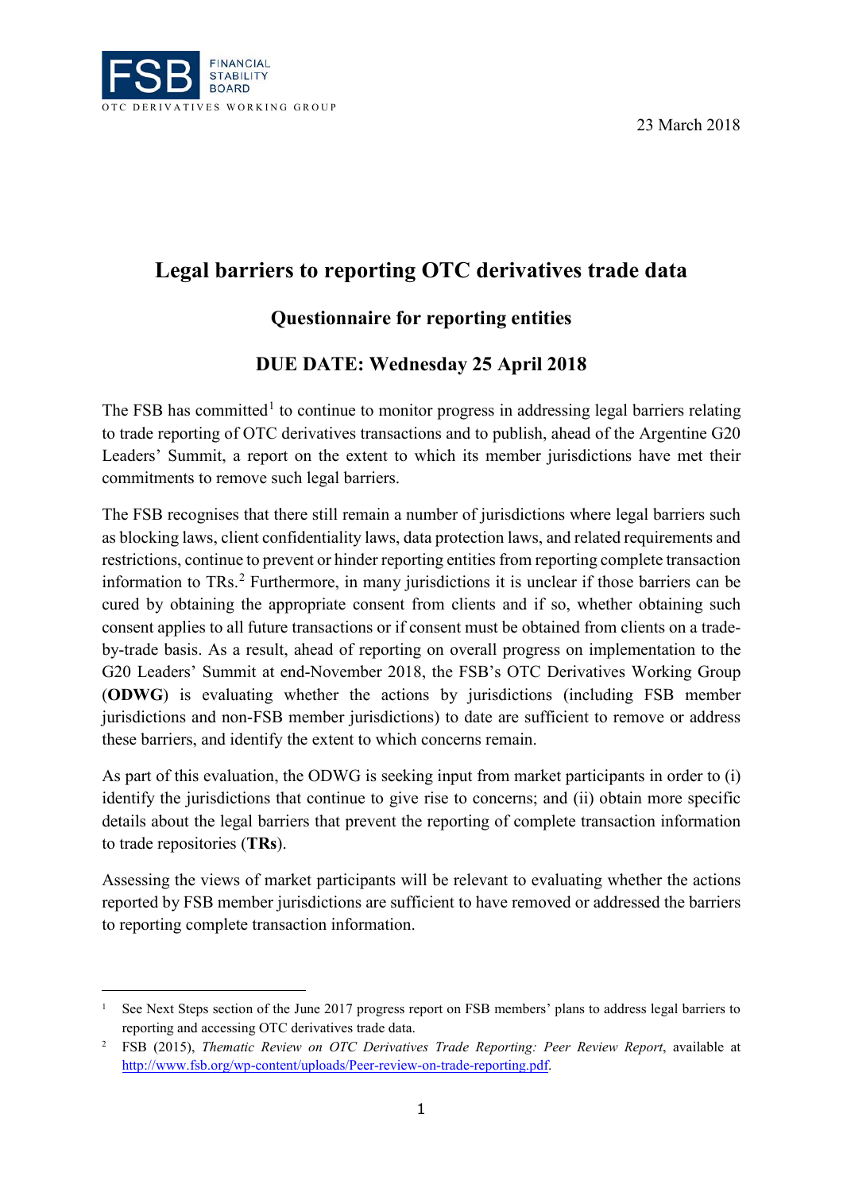FSB FINANCIAL STABILITY BOARD
OTC DERIVATIVES WORKING GROUP

23 March 2018

# Legal barriers to reporting OTC derivatives trade data

## Questionnaire for reporting entities

## DUE DATE: Wednesday 25 April 2018

The FSB has committed[1] to continue to monitor progress in addressing legal barriers relating to trade reporting of OTC derivatives transactions and to publish, ahead of the Argentine G20 Leaders' Summit, a report on the extent to which its member jurisdictions have met their commitments to remove such legal barriers.

The FSB recognises that there still remain a number of jurisdictions where legal barriers such as blocking laws, client confidentiality laws, data protection laws, and related requirements and restrictions, continue to prevent or hinder reporting entities from reporting complete transaction information to TRs.[2] Furthermore, in many jurisdictions it is unclear if those barriers can be cured by obtaining the appropriate consent from clients and if so, whether obtaining such consent applies to all future transactions or if consent must be obtained from clients on a trade-by-trade basis. As a result, ahead of reporting on overall progress on implementation to the G20 Leaders' Summit at end-November 2018, the FSB's OTC Derivatives Working Group (**ODWG**) is evaluating whether the actions by jurisdictions (including FSB member jurisdictions and non-FSB member jurisdictions) to date are sufficient to remove or address these barriers, and identify the extent to which concerns remain.

As part of this evaluation, the ODWG is seeking input from market participants in order to (i) identify the jurisdictions that continue to give rise to concerns; and (ii) obtain more specific details about the legal barriers that prevent the reporting of complete transaction information to trade repositories (**TRs**).

Assessing the views of market participants will be relevant to evaluating whether the actions reported by FSB member jurisdictions are sufficient to have removed or addressed the barriers to reporting complete transaction information.

---

[1] See Next Steps section of the June 2017 progress report on FSB members' plans to address legal barriers to reporting and accessing OTC derivatives trade data.

[2] FSB (2015), *Thematic Review on OTC Derivatives Trade Reporting: Peer Review Report*, available at http://www.fsb.org/wp-content/uploads/Peer-review-on-trade-reporting.pdf.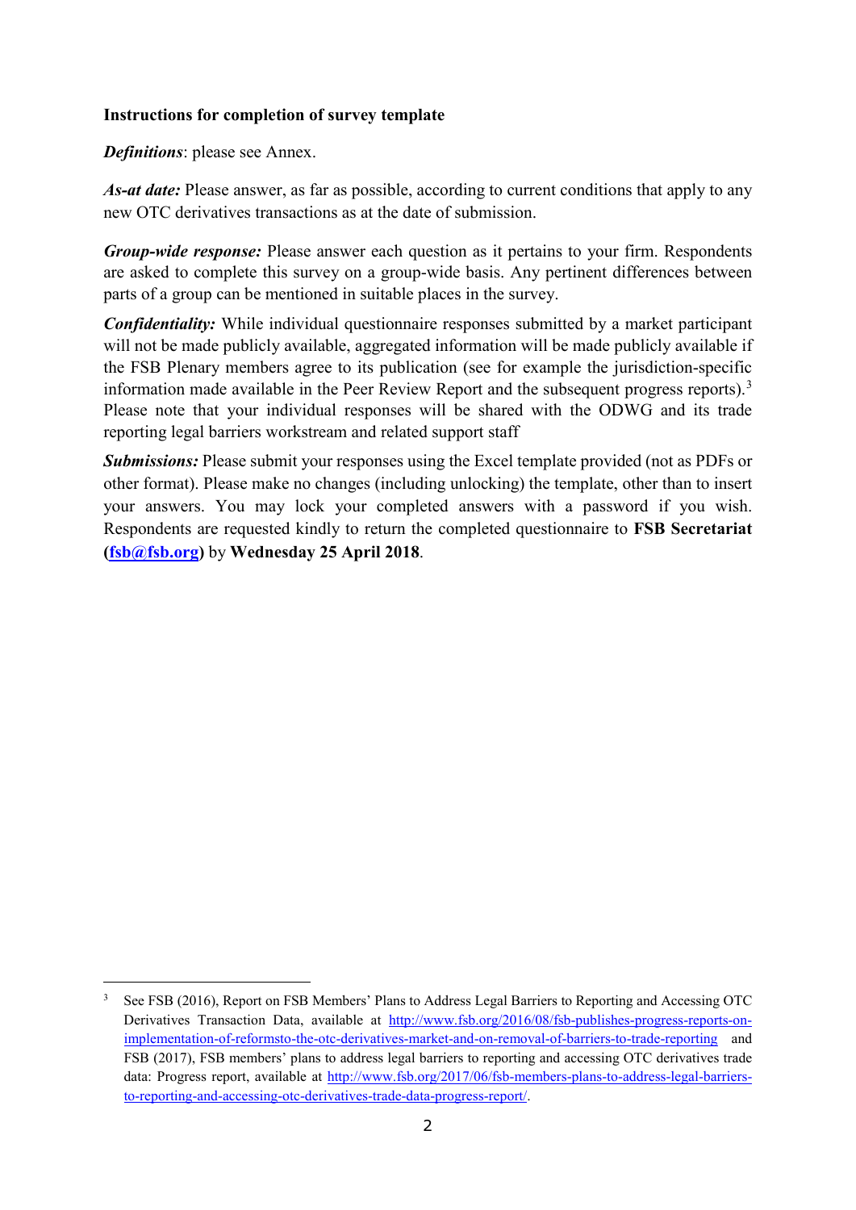**Instructions for completion of survey template**

***Definitions***: please see Annex.

***As-at date:*** Please answer, as far as possible, according to current conditions that apply to any new OTC derivatives transactions as at the date of submission.

***Group-wide response:*** Please answer each question as it pertains to your firm. Respondents are asked to complete this survey on a group-wide basis. Any pertinent differences between parts of a group can be mentioned in suitable places in the survey.

***Confidentiality:*** While individual questionnaire responses submitted by a market participant will not be made publicly available, aggregated information will be made publicly available if the FSB Plenary members agree to its publication (see for example the jurisdiction-specific information made available in the Peer Review Report and the subsequent progress reports).[3] Please note that your individual responses will be shared with the ODWG and its trade reporting legal barriers workstream and related support staff

***Submissions:*** Please submit your responses using the Excel template provided (not as PDFs or other format). Please make no changes (including unlocking) the template, other than to insert your answers. You may lock your completed answers with a password if you wish. Respondents are requested kindly to return the completed questionnaire to **FSB Secretariat ([fsb@fsb.org](mailto:fsb@fsb.org))** by **Wednesday 25 April 2018**.

---

[3] See FSB (2016), Report on FSB Members' Plans to Address Legal Barriers to Reporting and Accessing OTC Derivatives Transaction Data, available at [http://www.fsb.org/2016/08/fsb-publishes-progress-reports-on-implementation-of-reformsto-the-otc-derivatives-market-and-on-removal-of-barriers-to-trade-reporting](http://www.fsb.org/2016/08/fsb-publishes-progress-reports-on-implementation-of-reformsto-the-otc-derivatives-market-and-on-removal-of-barriers-to-trade-reporting) and FSB (2017), FSB members' plans to address legal barriers to reporting and accessing OTC derivatives trade data: Progress report, available at [http://www.fsb.org/2017/06/fsb-members-plans-to-address-legal-barriers-to-reporting-and-accessing-otc-derivatives-trade-data-progress-report/](http://www.fsb.org/2017/06/fsb-members-plans-to-address-legal-barriers-to-reporting-and-accessing-otc-derivatives-trade-data-progress-report/).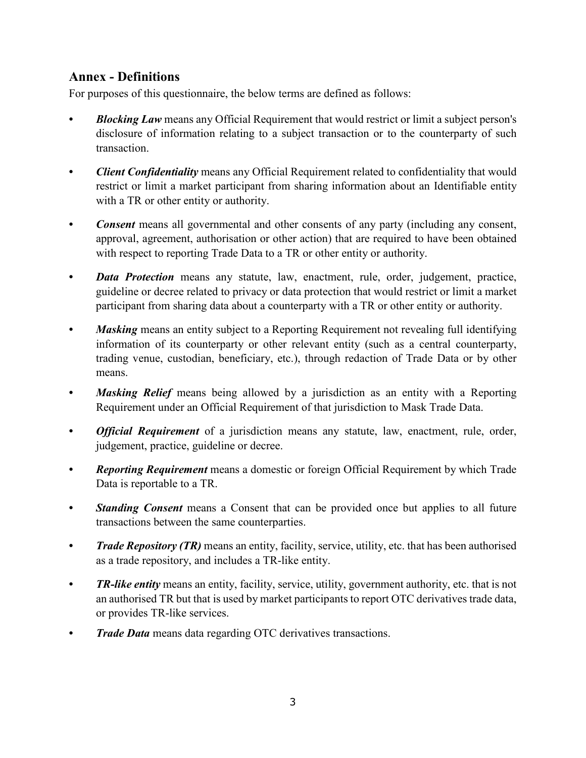## Annex - Definitions

For purposes of this questionnaire, the below terms are defined as follows:

- ***Blocking Law*** means any Official Requirement that would restrict or limit a subject person's disclosure of information relating to a subject transaction or to the counterparty of such transaction.
- ***Client Confidentiality*** means any Official Requirement related to confidentiality that would restrict or limit a market participant from sharing information about an Identifiable entity with a TR or other entity or authority.
- ***Consent*** means all governmental and other consents of any party (including any consent, approval, agreement, authorisation or other action) that are required to have been obtained with respect to reporting Trade Data to a TR or other entity or authority.
- ***Data Protection*** means any statute, law, enactment, rule, order, judgement, practice, guideline or decree related to privacy or data protection that would restrict or limit a market participant from sharing data about a counterparty with a TR or other entity or authority.
- ***Masking*** means an entity subject to a Reporting Requirement not revealing full identifying information of its counterparty or other relevant entity (such as a central counterparty, trading venue, custodian, beneficiary, etc.), through redaction of Trade Data or by other means.
- ***Masking Relief*** means being allowed by a jurisdiction as an entity with a Reporting Requirement under an Official Requirement of that jurisdiction to Mask Trade Data.
- ***Official Requirement*** of a jurisdiction means any statute, law, enactment, rule, order, judgement, practice, guideline or decree.
- ***Reporting Requirement*** means a domestic or foreign Official Requirement by which Trade Data is reportable to a TR.
- ***Standing Consent*** means a Consent that can be provided once but applies to all future transactions between the same counterparties.
- ***Trade Repository (TR)*** means an entity, facility, service, utility, etc. that has been authorised as a trade repository, and includes a TR-like entity.
- ***TR-like entity*** means an entity, facility, service, utility, government authority, etc. that is not an authorised TR but that is used by market participants to report OTC derivatives trade data, or provides TR-like services.
- ***Trade Data*** means data regarding OTC derivatives transactions.